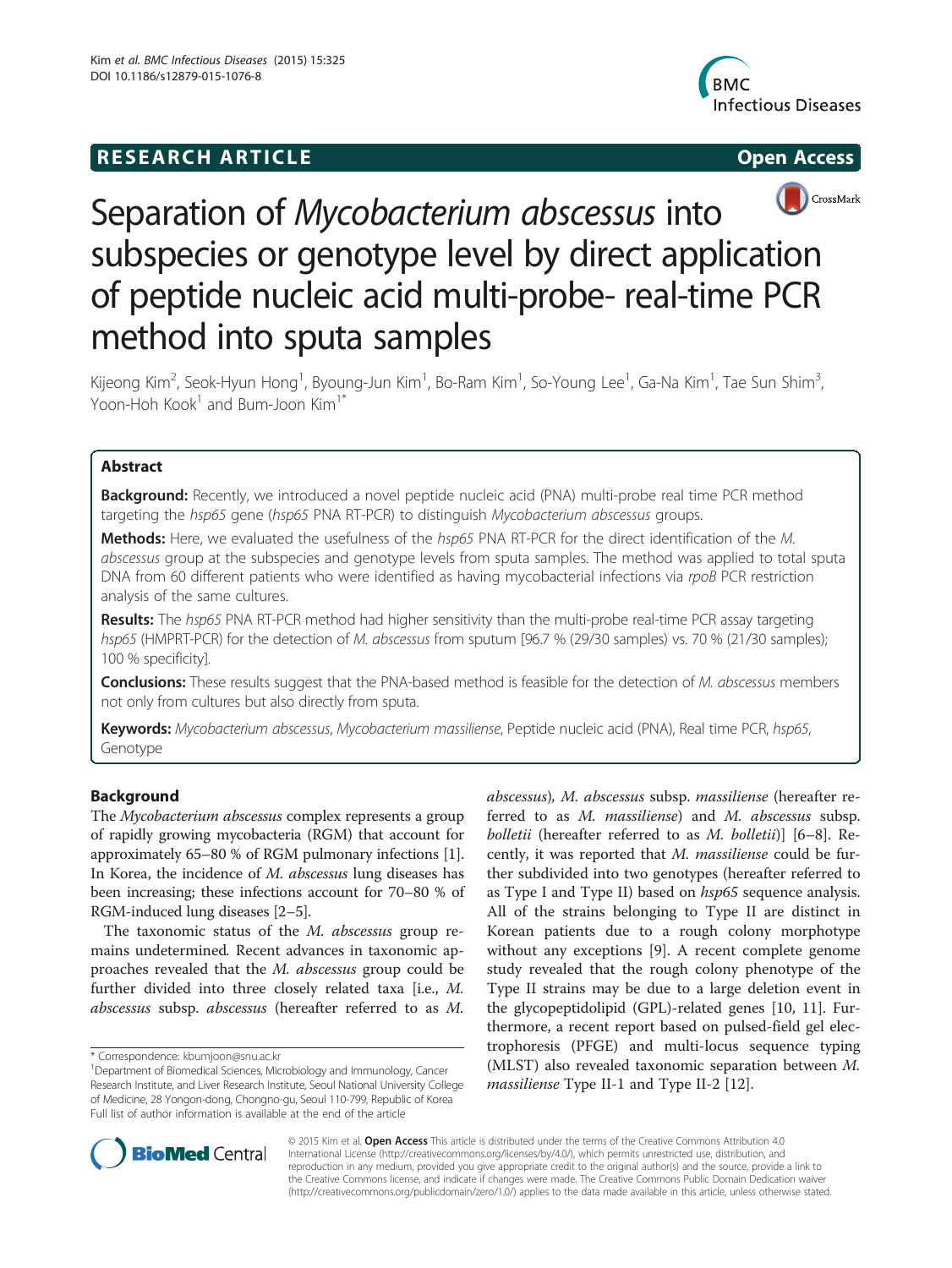**RESEARCH ARTICLE** **Open Access**

# Separation of *Mycobacterium abscessus* into subspecies or genotype level by direct application of peptide nucleic acid multi-probe- real-time PCR method into sputa samples

Kijeong Kim[2], Seok-Hyun Hong[1], Byoung-Jun Kim[1], Bo-Ram Kim[1], So-Young Lee[1], Ga-Na Kim[1], Tae Sun Shim[3], Yoon-Hoh Kook[1] and Bum-Joon Kim[1*]

## Abstract

**Background:** Recently, we introduced a novel peptide nucleic acid (PNA) multi-probe real time PCR method targeting the *hsp65* gene (*hsp65* PNA RT-PCR) to distinguish *Mycobacterium abscessus* groups.

**Methods:** Here, we evaluated the usefulness of the *hsp65* PNA RT-PCR for the direct identification of the *M. abscessus* group at the subspecies and genotype levels from sputa samples. The method was applied to total sputa DNA from 60 different patients who were identified as having mycobacterial infections via *rpoB* PCR restriction analysis of the same cultures.

**Results:** The *hsp65* PNA RT-PCR method had higher sensitivity than the multi-probe real-time PCR assay targeting *hsp65* (HMPRT-PCR) for the detection of *M. abscessus* from sputum [96.7 % (29/30 samples) vs. 70 % (21/30 samples); 100 % specificity].

**Conclusions:** These results suggest that the PNA-based method is feasible for the detection of *M. abscessus* members not only from cultures but also directly from sputa.

**Keywords:** *Mycobacterium abscessus*, *Mycobacterium massiliense*, Peptide nucleic acid (PNA), Real time PCR, *hsp65*, Genotype

## Background

The *Mycobacterium abscessus* complex represents a group of rapidly growing mycobacteria (RGM) that account for approximately 65–80 % of RGM pulmonary infections [1]. In Korea, the incidence of *M. abscessus* lung diseases has been increasing; these infections account for 70–80 % of RGM-induced lung diseases [2–5].

The taxonomic status of the *M. abscessus* group remains undetermined. Recent advances in taxonomic approaches revealed that the *M. abscessus* group could be further divided into three closely related taxa [i.e., *M. abscessus* subsp. *abscessus* (hereafter referred to as *M. abscessus*), *M. abscessus* subsp. *massiliense* (hereafter referred to as *M. massiliense*) and *M. abscessus* subsp. *bolletii* (hereafter referred to as *M. bolletii*)] [6–8]. Recently, it was reported that *M. massiliense* could be further subdivided into two genotypes (hereafter referred to as Type I and Type II) based on *hsp65* sequence analysis. All of the strains belonging to Type II are distinct in Korean patients due to a rough colony morphotype without any exceptions [9]. A recent complete genome study revealed that the rough colony phenotype of the Type II strains may be due to a large deletion event in the glycopeptidolipid (GPL)-related genes [10, 11]. Furthermore, a recent report based on pulsed-field gel electrophoresis (PFGE) and multi-locus sequence typing (MLST) also revealed taxonomic separation between *M. massiliense* Type II-1 and Type II-2 [12].

\* Correspondence: kbumjoon@snu.ac.kr
[1]Department of Biomedical Sciences, Microbiology and Immunology, Cancer Research Institute, and Liver Research Institute, Seoul National University College of Medicine, 28 Yongon-dong, Chongno-gu, Seoul 110-799, Republic of Korea
Full list of author information is available at the end of the article

© 2015 Kim et al. **Open Access** This article is distributed under the terms of the Creative Commons Attribution 4.0 International License (http://creativecommons.org/licenses/by/4.0/), which permits unrestricted use, distribution, and reproduction in any medium, provided you give appropriate credit to the original author(s) and the source, provide a link to the Creative Commons license, and indicate if changes were made. The Creative Commons Public Domain Dedication waiver (http://creativecommons.org/publicdomain/zero/1.0/) applies to the data made available in this article, unless otherwise stated.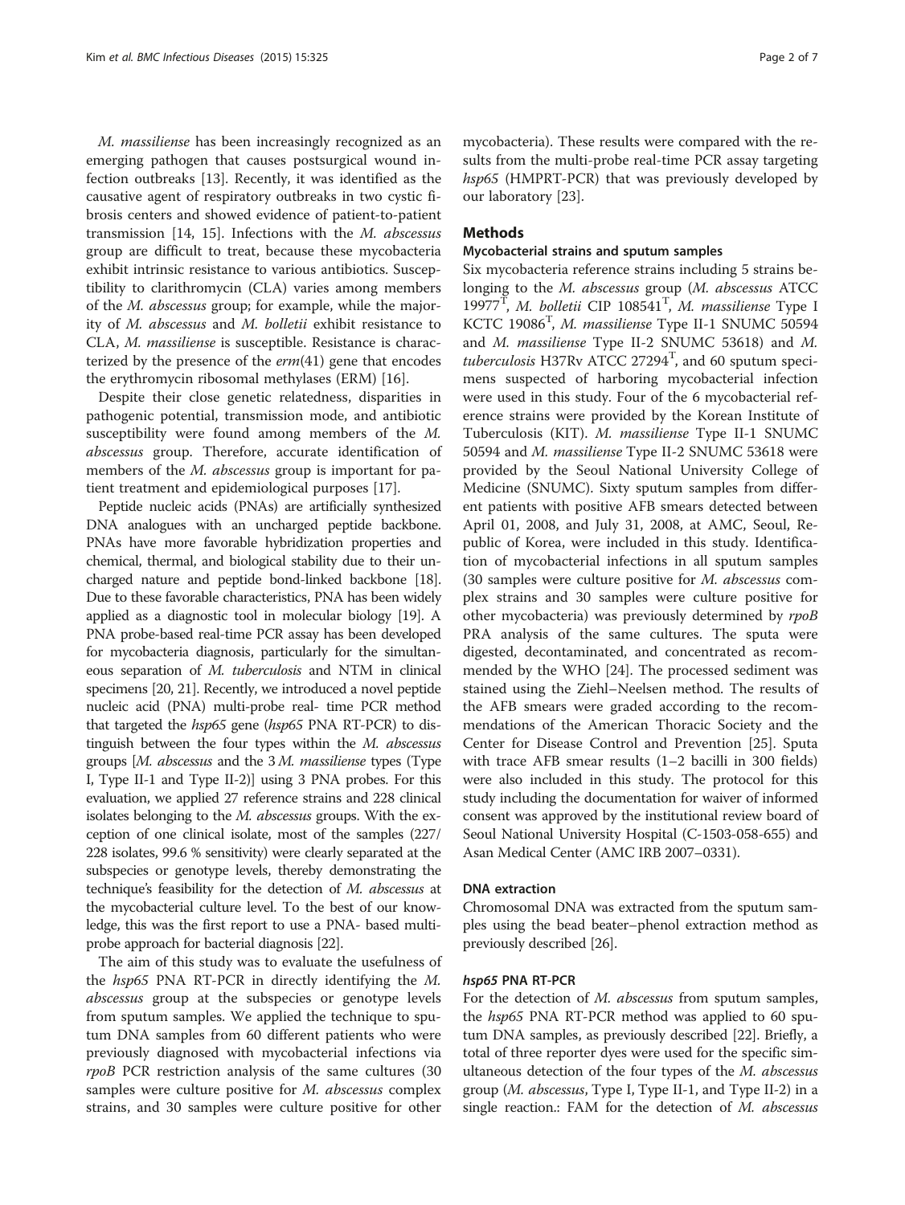*M. massiliense* has been increasingly recognized as an emerging pathogen that causes postsurgical wound infection outbreaks [13]. Recently, it was identified as the causative agent of respiratory outbreaks in two cystic fibrosis centers and showed evidence of patient-to-patient transmission [14, 15]. Infections with the *M. abscessus* group are difficult to treat, because these mycobacteria exhibit intrinsic resistance to various antibiotics. Susceptibility to clarithromycin (CLA) varies among members of the *M. abscessus* group; for example, while the majority of *M. abscessus* and *M. bolletii* exhibit resistance to CLA, *M. massiliense* is susceptible. Resistance is characterized by the presence of the *erm*(41) gene that encodes the erythromycin ribosomal methylases (ERM) [16].

Despite their close genetic relatedness, disparities in pathogenic potential, transmission mode, and antibiotic susceptibility were found among members of the *M. abscessus* group. Therefore, accurate identification of members of the *M. abscessus* group is important for patient treatment and epidemiological purposes [17].

Peptide nucleic acids (PNAs) are artificially synthesized DNA analogues with an uncharged peptide backbone. PNAs have more favorable hybridization properties and chemical, thermal, and biological stability due to their uncharged nature and peptide bond-linked backbone [18]. Due to these favorable characteristics, PNA has been widely applied as a diagnostic tool in molecular biology [19]. A PNA probe-based real-time PCR assay has been developed for mycobacteria diagnosis, particularly for the simultaneous separation of *M. tuberculosis* and NTM in clinical specimens [20, 21]. Recently, we introduced a novel peptide nucleic acid (PNA) multi-probe real- time PCR method that targeted the *hsp65* gene (*hsp65* PNA RT-PCR) to distinguish between the four types within the *M. abscessus* groups [*M. abscessus* and the 3 *M. massiliense* types (Type I, Type II-1 and Type II-2)] using 3 PNA probes. For this evaluation, we applied 27 reference strains and 228 clinical isolates belonging to the *M. abscessus* groups. With the exception of one clinical isolate, most of the samples (227/228 isolates, 99.6 % sensitivity) were clearly separated at the subspecies or genotype levels, thereby demonstrating the technique's feasibility for the detection of *M. abscessus* at the mycobacterial culture level. To the best of our knowledge, this was the first report to use a PNA- based multi-probe approach for bacterial diagnosis [22].

The aim of this study was to evaluate the usefulness of the *hsp65* PNA RT-PCR in directly identifying the *M. abscessus* group at the subspecies or genotype levels from sputum samples. We applied the technique to sputum DNA samples from 60 different patients who were previously diagnosed with mycobacterial infections via *rpoB* PCR restriction analysis of the same cultures (30 samples were culture positive for *M. abscessus* complex strains, and 30 samples were culture positive for other mycobacteria). These results were compared with the results from the multi-probe real-time PCR assay targeting *hsp65* (HMPRT-PCR) that was previously developed by our laboratory [23].

## Methods

### Mycobacterial strains and sputum samples

Six mycobacteria reference strains including 5 strains belonging to the *M. abscessus* group (*M. abscessus* ATCC 19977[T], *M. bolletii* CIP 108541[T], *M. massiliense* Type I KCTC 19086[T], *M. massiliense* Type II-1 SNUMC 50594 and *M. massiliense* Type II-2 SNUMC 53618) and *M. tuberculosis* H37Rv ATCC 27294[T], and 60 sputum specimens suspected of harboring mycobacterial infection were used in this study. Four of the 6 mycobacterial reference strains were provided by the Korean Institute of Tuberculosis (KIT). *M. massiliense* Type II-1 SNUMC 50594 and *M. massiliense* Type II-2 SNUMC 53618 were provided by the Seoul National University College of Medicine (SNUMC). Sixty sputum samples from different patients with positive AFB smears detected between April 01, 2008, and July 31, 2008, at AMC, Seoul, Republic of Korea, were included in this study. Identification of mycobacterial infections in all sputum samples (30 samples were culture positive for *M. abscessus* complex strains and 30 samples were culture positive for other mycobacteria) was previously determined by *rpoB* PRA analysis of the same cultures. The sputa were digested, decontaminated, and concentrated as recommended by the WHO [24]. The processed sediment was stained using the Ziehl–Neelsen method. The results of the AFB smears were graded according to the recommendations of the American Thoracic Society and the Center for Disease Control and Prevention [25]. Sputa with trace AFB smear results (1–2 bacilli in 300 fields) were also included in this study. The protocol for this study including the documentation for waiver of informed consent was approved by the institutional review board of Seoul National University Hospital (C-1503-058-655) and Asan Medical Center (AMC IRB 2007–0331).

### DNA extraction

Chromosomal DNA was extracted from the sputum samples using the bead beater–phenol extraction method as previously described [26].

### *hsp65* PNA RT-PCR

For the detection of *M. abscessus* from sputum samples, the *hsp65* PNA RT-PCR method was applied to 60 sputum DNA samples, as previously described [22]. Briefly, a total of three reporter dyes were used for the specific simultaneous detection of the four types of the *M. abscessus* group (*M. abscessus*, Type I, Type II-1, and Type II-2) in a single reaction.: FAM for the detection of *M. abscessus*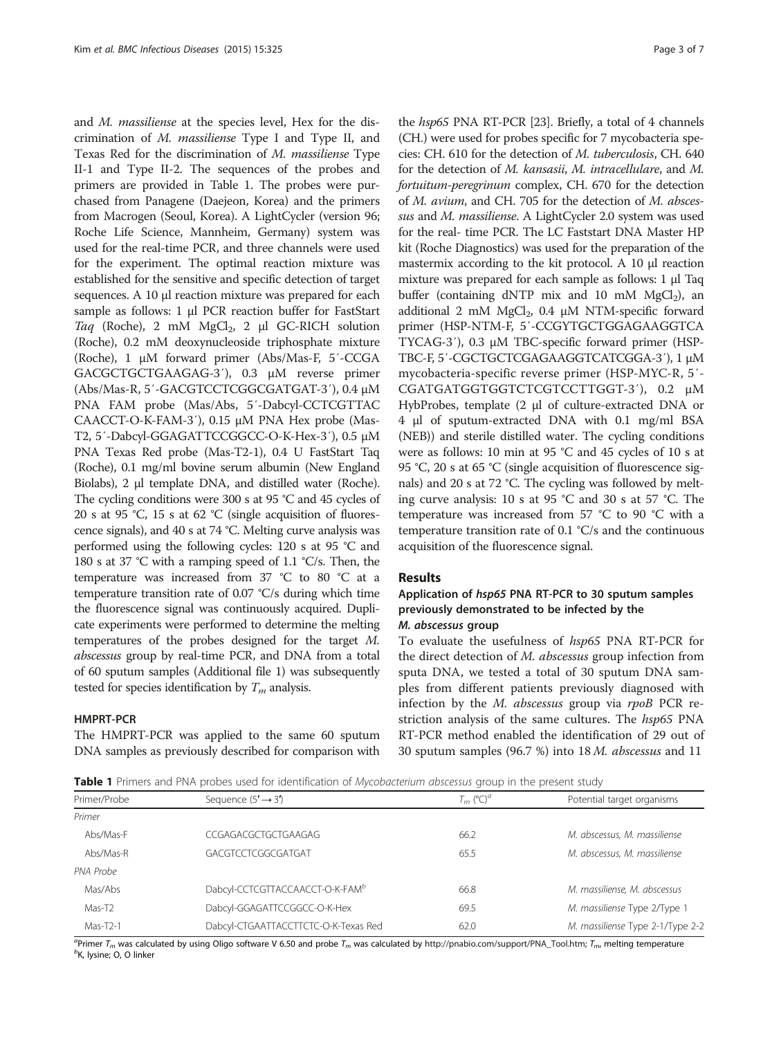and *M. massiliense* at the species level, Hex for the discrimination of *M. massiliense* Type I and Type II, and Texas Red for the discrimination of *M. massiliense* Type II-1 and Type II-2. The sequences of the probes and primers are provided in Table 1. The probes were purchased from Panagene (Daejeon, Korea) and the primers from Macrogen (Seoul, Korea). A LightCycler (version 96; Roche Life Science, Mannheim, Germany) system was used for the real-time PCR, and three channels were used for the experiment. The optimal reaction mixture was established for the sensitive and specific detection of target sequences. A 10 μl reaction mixture was prepared for each sample as follows: 1 μl PCR reaction buffer for FastStart *Taq* (Roche), 2 mM $MgCl_2$, 2 μl GC-RICH solution (Roche), 0.2 mM deoxynucleoside triphosphate mixture (Roche), 1 μM forward primer (Abs/Mas-F, 5′-CCGAGACGCTGCTGAAGAG-3′), 0.3 μM reverse primer (Abs/Mas-R, 5′-GACGTCCTCGGCGATGAT-3′), 0.4 μM PNA FAM probe (Mas/Abs, 5′-Dabcyl-CCTCGTTACCAACCT-O-K-FAM-3′), 0.15 μM PNA Hex probe (Mas-T2, 5′-Dabcyl-GGAGATTCCGGCC-O-K-Hex-3′), 0.5 μM PNA Texas Red probe (Mas-T2-1), 0.4 U FastStart Taq (Roche), 0.1 mg/ml bovine serum albumin (New England Biolabs), 2 μl template DNA, and distilled water (Roche). The cycling conditions were 300 s at 95 °C and 45 cycles of 20 s at 95 °C, 15 s at 62 °C (single acquisition of fluorescence signals), and 40 s at 74 °C. Melting curve analysis was performed using the following cycles: 120 s at 95 °C and 180 s at 37 °C with a ramping speed of 1.1 °C/s. Then, the temperature was increased from 37 °C to 80 °C at a temperature transition rate of 0.07 °C/s during which time the fluorescence signal was continuously acquired. Duplicate experiments were performed to determine the melting temperatures of the probes designed for the target *M. abscessus* group by real-time PCR, and DNA from a total of 60 sputum samples (Additional file 1) was subsequently tested for species identification by $T_m$ analysis.

### HMPRT-PCR

The HMPRT-PCR was applied to the same 60 sputum DNA samples as previously described for comparison with the *hsp65* PNA RT-PCR [23]. Briefly, a total of 4 channels (CH.) were used for probes specific for 7 mycobacteria species: CH. 610 for the detection of *M. tuberculosis*, CH. 640 for the detection of *M. kansasii*, *M. intracellulare*, and *M. fortuitum-peregrinum* complex, CH. 670 for the detection of *M. avium*, and CH. 705 for the detection of *M. abscessus* and *M. massiliense*. A LightCycler 2.0 system was used for the real- time PCR. The LC Faststart DNA Master HP kit (Roche Diagnostics) was used for the preparation of the mastermix according to the kit protocol. A 10 μl reaction mixture was prepared for each sample as follows: 1 μl Taq buffer (containing dNTP mix and 10 mM $MgCl_2$), an additional 2 mM $MgCl_2$, 0.4 μM NTM-specific forward primer (HSP-NTM-F, 5′-CCGYTGCTGGAGAAGGTCATYCAG-3′), 0.3 μM TBC-specific forward primer (HSP-TBC-F, 5′-CGCTGCTCGAGAAGGTCATCGGA-3′), 1 μM mycobacteria-specific reverse primer (HSP-MYC-R, 5′-CGATGATGGTGGTCTCGTCCTTGGT-3′), 0.2 μM HybProbes, template (2 μl of culture-extracted DNA or 4 μl of sputum-extracted DNA with 0.1 mg/ml BSA (NEB)) and sterile distilled water. The cycling conditions were as follows: 10 min at 95 °C and 45 cycles of 10 s at 95 °C, 20 s at 65 °C (single acquisition of fluorescence signals) and 20 s at 72 °C. The cycling was followed by melting curve analysis: 10 s at 95 °C and 30 s at 57 °C. The temperature was increased from 57 °C to 90 °C with a temperature transition rate of 0.1 °C/s and the continuous acquisition of the fluorescence signal.

## Results

### Application of *hsp65* PNA RT-PCR to 30 sputum samples previously demonstrated to be infected by the *M. abscessus* group

To evaluate the usefulness of *hsp65* PNA RT-PCR for the direct detection of *M. abscessus* group infection from sputa DNA, we tested a total of 30 sputum DNA samples from different patients previously diagnosed with infection by the *M. abscessus* group via *rpoB* PCR restriction analysis of the same cultures. The *hsp65* PNA RT-PCR method enabled the identification of 29 out of 30 sputum samples (96.7 %) into 18 *M. abscessus* and 11

**Table 1** Primers and PNA probes used for identification of *Mycobacterium abscessus* group in the present study

| Primer/Probe | Sequence (5′→3′) | $T_m$ (°C)[a] | Potential target organisms |
|---|---|---|---|
| *Primer* | | | |
| Abs/Mas-F | CCGAGACGCTGCTGAAGAG | 66.2 | *M. abscessus, M. massiliense* |
| Abs/Mas-R | GACGTCCTCGGCGATGAT | 65.5 | *M. abscessus, M. massiliense* |
| *PNA Probe* | | | |
| Mas/Abs | Dabcyl-CCTCGTTACCAACCT-O-K-FAM[b] | 66.8 | *M. massiliense, M. abscessus* |
| Mas-T2 | Dabcyl-GGAGATTCCGGCC-O-K-Hex | 69.5 | *M. massiliense* Type 2/Type 1 |
| Mas-T2-1 | Dabcyl-CTGAATTACCTTCTC-O-K-Texas Red | 62.0 | *M. massiliense* Type 2-1/Type 2-2 |

[a]Primer $T_m$ was calculated by using Oligo software V 6.50 and probe $T_m$ was calculated by http://pnabio.com/support/PNA_Tool.htm; $T_m$, melting temperature
[b]K, lysine; O, O linker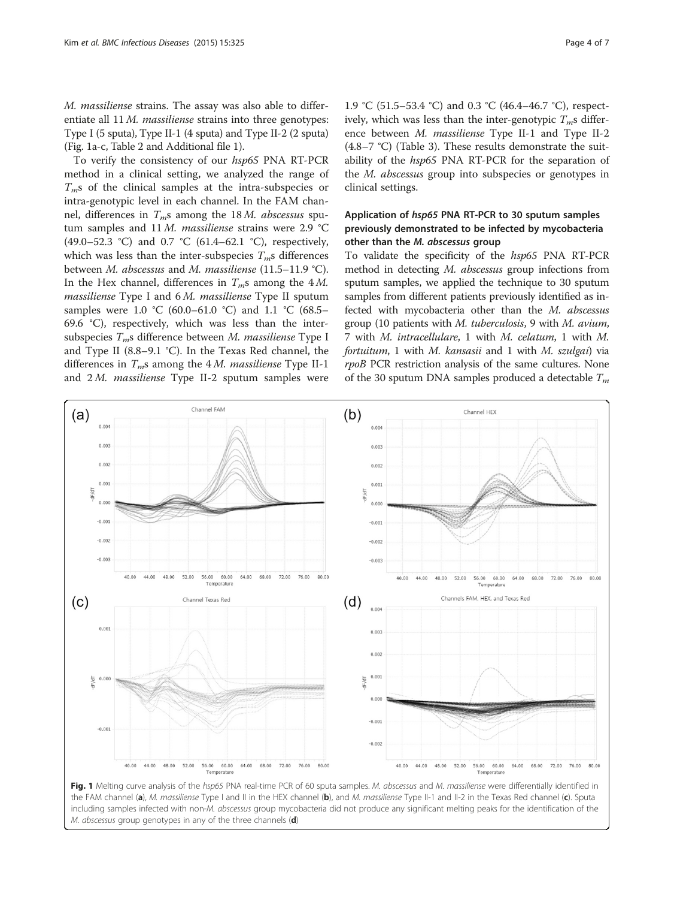*M. massiliense* strains. The assay was also able to differentiate all 11 *M. massiliense* strains into three genotypes: Type I (5 sputa), Type II-1 (4 sputa) and Type II-2 (2 sputa) (Fig. 1a-c, Table 2 and Additional file 1).

To verify the consistency of our *hsp65* PNA RT-PCR method in a clinical setting, we analyzed the range of $T_m$s of the clinical samples at the intra-subspecies or intra-genotypic level in each channel. In the FAM channel, differences in $T_m$s among the 18 *M. abscessus* sputum samples and 11 *M. massiliense* strains were 2.9 °C (49.0–52.3 °C) and 0.7 °C (61.4–62.1 °C), respectively, which was less than the inter-subspecies $T_m$s differences between *M. abscessus* and *M. massiliense* (11.5–11.9 °C). In the Hex channel, differences in $T_m$s among the 4 *M. massiliense* Type I and 6 *M. massiliense* Type II sputum samples were 1.0 °C (60.0–61.0 °C) and 1.1 °C (68.5–69.6 °C), respectively, which was less than the inter-subspecies $T_m$s difference between *M. massiliense* Type I and Type II (8.8–9.1 °C). In the Texas Red channel, the differences in $T_m$s among the 4 *M. massiliense* Type II-1 and 2 *M. massiliense* Type II-2 sputum samples were 1.9 °C (51.5–53.4 °C) and 0.3 °C (46.4–46.7 °C), respectively, which was less than the inter-genotypic $T_m$s difference between *M. massiliense* Type II-1 and Type II-2 (4.8–7 °C) (Table 3). These results demonstrate the suitability of the *hsp65* PNA RT-PCR for the separation of the *M. abscessus* group into subspecies or genotypes in clinical settings.

### Application of *hsp65* PNA RT-PCR to 30 sputum samples previously demonstrated to be infected by mycobacteria other than the *M. abscessus* group

To validate the specificity of the *hsp65* PNA RT-PCR method in detecting *M. abscessus* group infections from sputum samples, we applied the technique to 30 sputum samples from different patients previously identified as infected with mycobacteria other than the *M. abscessus* group (10 patients with *M. tuberculosis*, 9 with *M. avium*, 7 with *M. intracellulare*, 1 with *M. celatum*, 1 with *M. fortuitum*, 1 with *M. kansasii* and 1 with *M. szulgai*) via *rpoB* PCR restriction analysis of the same cultures. None of the 30 sputum DNA samples produced a detectable $T_m$

**Fig. 1** Melting curve analysis of the *hsp65* PNA real-time PCR of 60 sputa samples. *M. abscessus* and *M. massiliense* were differentially identified in the FAM channel (**a**), *M. massiliense* Type I and II in the HEX channel (**b**), and *M. massiliense* Type II-1 and II-2 in the Texas Red channel (**c**). Sputa including samples infected with non-*M. abscessus* group mycobacteria did not produce any significant melting peaks for the identification of the *M. abscessus* group genotypes in any of the three channels (**d**)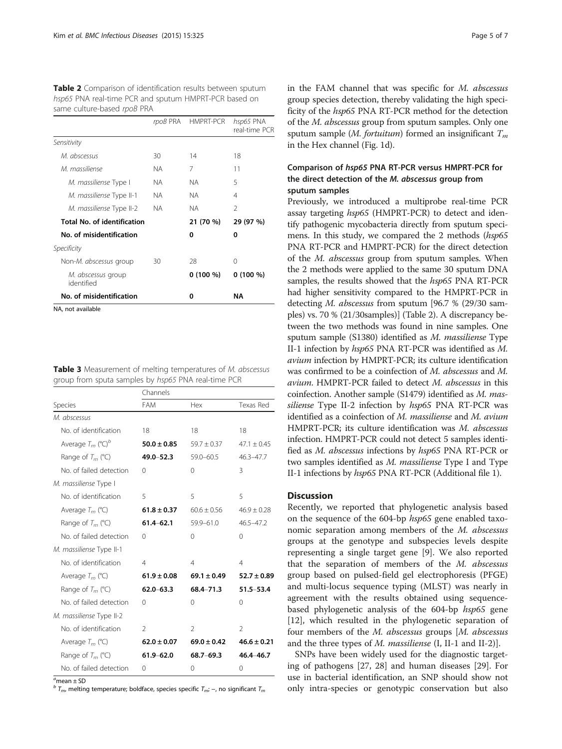**Table 2** Comparison of identification results between sputum *hsp65* PNA real-time PCR and sputum HMPRT-PCR based on same culture-based *rpoB* PRA

| | *rpoB* PRA | HMPRT-PCR | *hsp65* PNA real-time PCR |
|---|---|---|---|
| *Sensitivity* | | | |
| *M. abscessus* | 30 | 14 | 18 |
| *M. massiliense* | NA | 7 | 11 |
| *M. massiliense* Type I | NA | NA | 5 |
| *M. massiliense* Type II-1 | NA | NA | 4 |
| *M. massiliense* Type II-2 | NA | NA | 2 |
| **Total No. of identification** | | **21 (70 %)** | **29 (97 %)** |
| **No. of misidentification** | | **0** | **0** |
| *Specificity* | | | |
| Non-*M. abscessus* group | 30 | 28 | 0 |
| *M. abscessus* group identified | | **0 (100 %)** | **0 (100 %)** |
| **No. of misidentification** | | **0** | **NA** |

NA, not available

**Table 3** Measurement of melting temperatures of *M. abscessus* group from sputa samples by *hsp65* PNA real-time PCR

| Species | Channels FAM | Hex | Texas Red |
|---|---|---|---|
| *M. abscessus* | | | |
| No. of identification | 18 | 18 | 18 |
| Average $T_m$ (°C)[b] | **50.0 ± 0.85** | 59.7 ± 0.37 | 47.1 ± 0.45 |
| Range of $T_m$ (°C) | **49.0–52.3** | 59.0–60.5 | 46.3–47.7 |
| No. of failed detection | 0 | 0 | 3 |
| *M. massiliense* Type I | | | |
| No. of identification | 5 | 5 | 5 |
| Average $T_m$ (°C) | **61.8 ± 0.37** | 60.6 ± 0.56 | 46.9 ± 0.28 |
| Range of $T_m$ (°C) | **61.4–62.1** | 59.9–61.0 | 46.5–47.2 |
| No. of failed detection | 0 | 0 | 0 |
| *M. massiliense* Type II-1 | | | |
| No. of identification | 4 | 4 | 4 |
| Average $T_m$ (°C) | **61.9 ± 0.08** | **69.1 ± 0.49** | **52.7 ± 0.89** |
| Range of $T_m$ (°C) | **62.0–63.3** | **68.4–71.3** | **51.5–53.4** |
| No. of failed detection | 0 | 0 | 0 |
| *M. massiliense* Type II-2 | | | |
| No. of identification | 2 | 2 | 2 |
| Average $T_m$ (°C) | **62.0 ± 0.07** | **69.0 ± 0.42** | **46.6 ± 0.21** |
| Range of $T_m$ (°C) | **61.9–62.0** | **68.7–69.3** | **46.4–46.7** |
| No. of failed detection | 0 | 0 | 0 |

[a]mean ± SD
[b] $T_m$, melting temperature; boldface, species specific $T_m$; –, no significant $T_m$

in the FAM channel that was specific for *M. abscessus* group species detection, thereby validating the high specificity of the *hsp65* PNA RT-PCR method for the detection of the *M. abscessus* group from sputum samples. Only one sputum sample (*M. fortuitum*) formed an insignificant $T_m$ in the Hex channel (Fig. 1d).

### Comparison of *hsp65* PNA RT-PCR versus HMPRT-PCR for the direct detection of the *M. abscessus* group from sputum samples

Previously, we introduced a multiprobe real-time PCR assay targeting *hsp65* (HMPRT-PCR) to detect and identify pathogenic mycobacteria directly from sputum specimens. In this study, we compared the 2 methods (*hsp65* PNA RT-PCR and HMPRT-PCR) for the direct detection of the *M. abscessus* group from sputum samples. When the 2 methods were applied to the same 30 sputum DNA samples, the results showed that the *hsp65* PNA RT-PCR had higher sensitivity compared to the HMPRT-PCR in detecting *M. abscessus* from sputum [96.7 % (29/30 samples) vs. 70 % (21/30samples)] (Table 2). A discrepancy between the two methods was found in nine samples. One sputum sample (S1380) identified as *M. massiliense* Type II-1 infection by *hsp65* PNA RT-PCR was identified as *M. avium* infection by HMPRT-PCR; its culture identification was confirmed to be a coinfection of *M. abscessus* and *M. avium*. HMPRT-PCR failed to detect *M. abscessus* in this coinfection. Another sample (S1479) identified as *M. massiliense* Type II-2 infection by *hsp65* PNA RT-PCR was identified as a coinfection of *M. massiliense* and *M. avium* HMPRT-PCR; its culture identification was *M. abscessus* infection. HMPRT-PCR could not detect 5 samples identified as *M. abscessus* infections by *hsp65* PNA RT-PCR or two samples identified as *M. massiliense* Type I and Type II-1 infections by *hsp65* PNA RT-PCR (Additional file 1).

## Discussion

Recently, we reported that phylogenetic analysis based on the sequence of the 604-bp *hsp65* gene enabled taxonomic separation among members of the *M. abscessus* groups at the genotype and subspecies levels despite representing a single target gene [9]. We also reported that the separation of members of the *M. abscessus* group based on pulsed-field gel electrophoresis (PFGE) and multi-locus sequence typing (MLST) was nearly in agreement with the results obtained using sequence-based phylogenetic analysis of the 604-bp *hsp65* gene [12], which resulted in the phylogenetic separation of four members of the *M. abscessus* groups [*M. abscessus* and the three types of *M. massiliense* (I, II-1 and II-2)].

SNPs have been widely used for the diagnostic targeting of pathogens [27, 28] and human diseases [29]. For use in bacterial identification, an SNP should show not only intra-species or genotypic conservation but also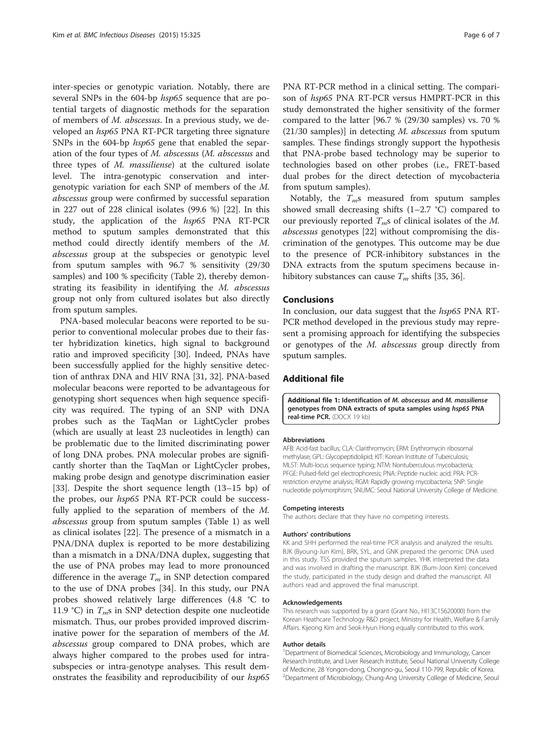inter-species or genotypic variation. Notably, there are several SNPs in the 604-bp *hsp65* sequence that are potential targets of diagnostic methods for the separation of members of *M. abscessus*. In a previous study, we developed an *hsp65* PNA RT-PCR targeting three signature SNPs in the 604-bp *hsp65* gene that enabled the separation of the four types of *M. abscessus* (*M. abscessus* and three types of *M. massiliense*) at the cultured isolate level. The intra-genotypic conservation and inter-genotypic variation for each SNP of members of the *M. abscessus* group were confirmed by successful separation in 227 out of 228 clinical isolates (99.6 %) [22]. In this study, the application of the *hsp65* PNA RT-PCR method to sputum samples demonstrated that this method could directly identify members of the *M. abscessus* group at the subspecies or genotypic level from sputum samples with 96.7 % sensitivity (29/30 samples) and 100 % specificity (Table 2), thereby demonstrating its feasibility in identifying the *M. abscessus* group not only from cultured isolates but also directly from sputum samples.

PNA-based molecular beacons were reported to be superior to conventional molecular probes due to their faster hybridization kinetics, high signal to background ratio and improved specificity [30]. Indeed, PNAs have been successfully applied for the highly sensitive detection of anthrax DNA and HIV RNA [31, 32]. PNA-based molecular beacons were reported to be advantageous for genotyping short sequences when high sequence specificity was required. The typing of an SNP with DNA probes such as the TaqMan or LightCycler probes (which are usually at least 23 nucleotides in length) can be problematic due to the limited discriminating power of long DNA probes. PNA molecular probes are significantly shorter than the TaqMan or LightCycler probes, making probe design and genotype discrimination easier [33]. Despite the short sequence length (13–15 bp) of the probes, our *hsp65* PNA RT-PCR could be successfully applied to the separation of members of the *M. abscessus* group from sputum samples (Table 1) as well as clinical isolates [22]. The presence of a mismatch in a PNA/DNA duplex is reported to be more destabilizing than a mismatch in a DNA/DNA duplex, suggesting that the use of PNA probes may lead to more pronounced difference in the average $T_m$ in SNP detection compared to the use of DNA probes [34]. In this study, our PNA probes showed relatively large differences (4.8 °C to 11.9 °C) in $T_m$s in SNP detection despite one nucleotide mismatch. Thus, our probes provided improved discriminative power for the separation of members of the *M. abscessus* group compared to DNA probes, which are always higher compared to the probes used for intra-subspecies or intra-genotype analyses. This result demonstrates the feasibility and reproducibility of our *hsp65* PNA RT-PCR method in a clinical setting. The comparison of *hsp65* PNA RT-PCR versus HMPRT-PCR in this study demonstrated the higher sensitivity of the former compared to the latter [96.7 % (29/30 samples) vs. 70 % (21/30 samples)] in detecting *M. abscessus* from sputum samples. These findings strongly support the hypothesis that PNA-probe based technology may be superior to technologies based on other probes (i.e., FRET-based dual probes for the direct detection of mycobacteria from sputum samples).

Notably, the $T_m$s measured from sputum samples showed small decreasing shifts (1–2.7 °C) compared to our previously reported $T_m$s of clinical isolates of the *M. abscessus* genotypes [22] without compromising the discrimination of the genotypes. This outcome may be due to the presence of PCR-inhibitory substances in the DNA extracts from the sputum specimens because inhibitory substances can cause $T_m$ shifts [35, 36].

## Conclusions

In conclusion, our data suggest that the *hsp65* PNA RT-PCR method developed in the previous study may represent a promising approach for identifying the subspecies or genotypes of the *M. abscessus* group directly from sputum samples.

## Additional file

**Additional file 1: Identification of *M. abscessus* and *M. massiliense* genotypes from DNA extracts of sputa samples using *hsp65* PNA real-time PCR.** (DOCX 19 kb)

#### Abbreviations

AFB: Acid-fast bacillus; CLA: Clarithromycin; ERM: Erythromycin ribosomal methylase; GPL: Glycopeptidolipid; KIT: Korean Institute of Tuberculosis; MLST: Multi-locus sequence typing; NTM: Nontuberculous mycobacteria; PFGE: Pulsed-field gel electrophoresis; PNA: Peptide nucleic acid; PRA: PCR-restriction enzyme analysis; RGM: Rapidly growing mycobacteria; SNP: Single nucleotide polymorphism; SNUMC: Seoul National University College of Medicine.

#### Competing interests

The authors declare that they have no competing interests.

#### Authors' contributions

KK and SHH performed the real-time PCR analysis and analyzed the results. BJK (Byoung-Jun Kim), BRK, SYL, and GNK prepared the genomic DNA used in this study. TSS provided the sputum samples. YHK interpreted the data and was involved in drafting the manuscript. BJK (Bum-Joon Kim) conceived the study, participated in the study design and drafted the manuscript. All authors read and approved the final manuscript.

#### Acknowledgements

This research was supported by a grant (Grant No., HI13C15620000) from the Korean Heathcare Technology R&D project, Ministry for Health, Welfare & Family Affairs. Kijeong Kim and Seok-Hyun Hong equally contributed to this work.

#### Author details

[1]Department of Biomedical Sciences, Microbiology and Immunology, Cancer Research Institute, and Liver Research Institute, Seoul National University College of Medicine, 28 Yongon-dong, Chongno-gu, Seoul 110-799, Republic of Korea. [2]Department of Microbiology, Chung-Ang University College of Medicine, Seoul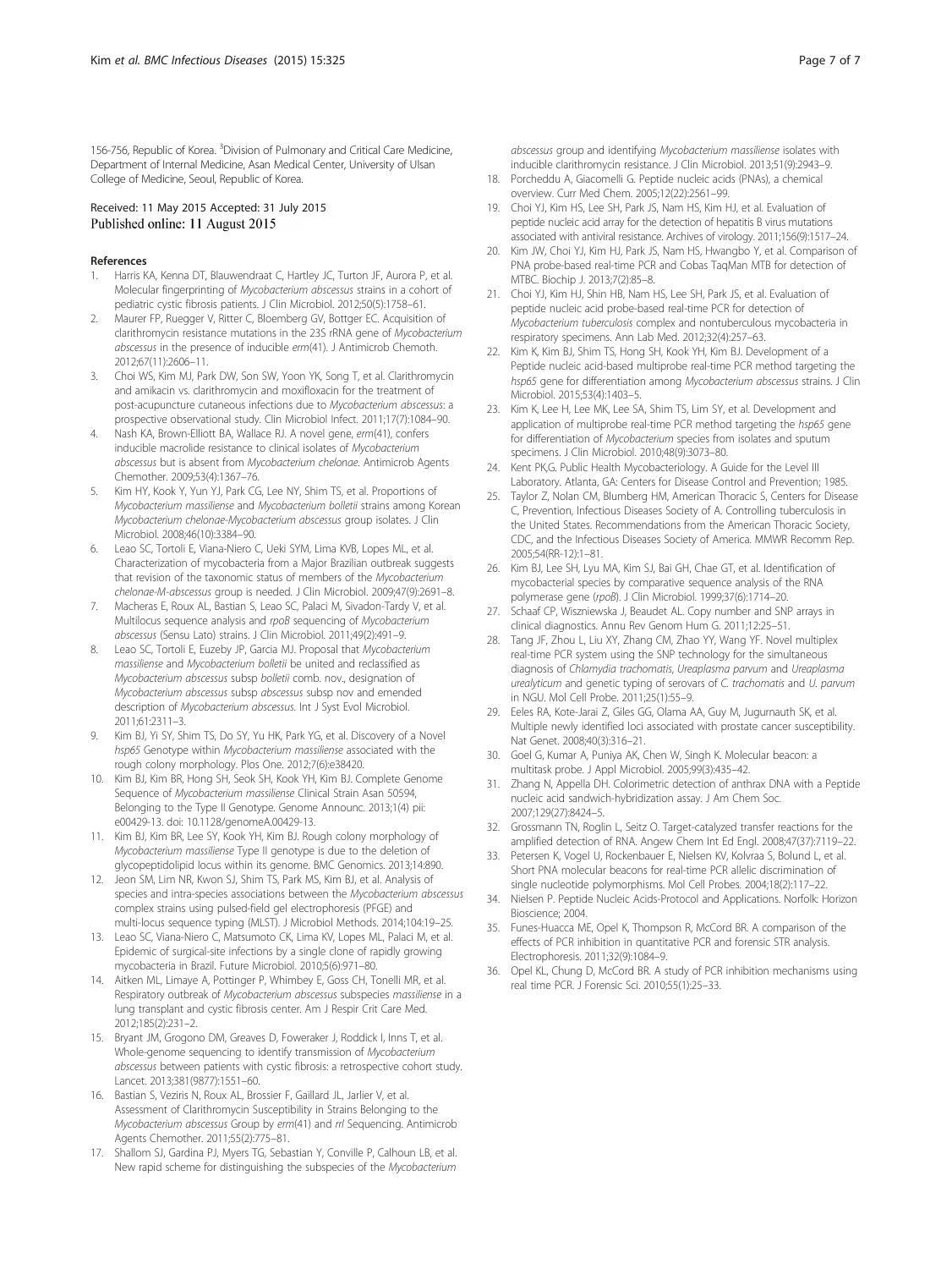156-756, Republic of Korea. [3]Division of Pulmonary and Critical Care Medicine, Department of Internal Medicine, Asan Medical Center, University of Ulsan College of Medicine, Seoul, Republic of Korea.

Received: 11 May 2015 Accepted: 31 July 2015
Published online: 11 August 2015

## References

1. Harris KA, Kenna DT, Blauwendraat C, Hartley JC, Turton JF, Aurora P, et al. Molecular fingerprinting of *Mycobacterium abscessus* strains in a cohort of pediatric cystic fibrosis patients. J Clin Microbiol. 2012;50(5):1758–61.
2. Maurer FP, Ruegger V, Ritter C, Bloemberg GV, Bottger EC. Acquisition of clarithromycin resistance mutations in the 23S rRNA gene of *Mycobacterium abscessus* in the presence of inducible *erm*(41). J Antimicrob Chemoth. 2012;67(11):2606–11.
3. Choi WS, Kim MJ, Park DW, Son SW, Yoon YK, Song T, et al. Clarithromycin and amikacin vs. clarithromycin and moxifloxacin for the treatment of post-acupuncture cutaneous infections due to *Mycobacterium abscessus*: a prospective observational study. Clin Microbiol Infect. 2011;17(7):1084–90.
4. Nash KA, Brown-Elliott BA, Wallace RJ. A novel gene, *erm*(41), confers inducible macrolide resistance to clinical isolates of *Mycobacterium abscessus* but is absent from *Mycobacterium chelonae*. Antimicrob Agents Chemother. 2009;53(4):1367–76.
5. Kim HY, Kook Y, Yun YJ, Park CG, Lee NY, Shim TS, et al. Proportions of *Mycobacterium massiliense* and *Mycobacterium bolletii* strains among Korean *Mycobacterium chelonae-Mycobacterium abscessus* group isolates. J Clin Microbiol. 2008;46(10):3384–90.
6. Leao SC, Tortoli E, Viana-Niero C, Ueki SYM, Lima KVB, Lopes ML, et al. Characterization of mycobacteria from a Major Brazilian outbreak suggests that revision of the taxonomic status of members of the *Mycobacterium chelonae-M-abscessus* group is needed. J Clin Microbiol. 2009;47(9):2691–8.
7. Macheras E, Roux AL, Bastian S, Leao SC, Palaci M, Sivadon-Tardy V, et al. Multilocus sequence analysis and *rpoB* sequencing of *Mycobacterium abscessus* (Sensu Lato) strains. J Clin Microbiol. 2011;49(2):491–9.
8. Leao SC, Tortoli E, Euzeby JP, Garcia MJ. Proposal that *Mycobacterium massiliense* and *Mycobacterium bolletii* be united and reclassified as *Mycobacterium abscessus* subsp *bolletii* comb. nov., designation of *Mycobacterium abscessus* subsp *abscessus* subsp nov and emended description of *Mycobacterium abscessus*. Int J Syst Evol Microbiol. 2011;61:2311–3.
9. Kim BJ, Yi SY, Shim TS, Do SY, Yu HK, Park YG, et al. Discovery of a Novel *hsp65* Genotype within *Mycobacterium massiliense* associated with the rough colony morphology. Plos One. 2012;7(6):e38420.
10. Kim BJ, Kim BR, Hong SH, Seok SH, Kook YH, Kim BJ. Complete Genome Sequence of *Mycobacterium massiliense* Clinical Strain Asan 50594, Belonging to the Type II Genotype. Genome Announc. 2013;1(4) pii: e00429-13. doi: 10.1128/genomeA.00429-13.
11. Kim BJ, Kim BR, Lee SY, Kook YH, Kim BJ. Rough colony morphology of *Mycobacterium massiliense* Type II genotype is due to the deletion of glycopeptidolipid locus within its genome. BMC Genomics. 2013;14:890.
12. Jeon SM, Lim NR, Kwon SJ, Shim TS, Park MS, Kim BJ, et al. Analysis of species and intra-species associations between the *Mycobacterium abscessus* complex strains using pulsed-field gel electrophoresis (PFGE) and multi-locus sequence typing (MLST). J Microbiol Methods. 2014;104:19–25.
13. Leao SC, Viana-Niero C, Matsumoto CK, Lima KV, Lopes ML, Palaci M, et al. Epidemic of surgical-site infections by a single clone of rapidly growing mycobacteria in Brazil. Future Microbiol. 2010;5(6):971–80.
14. Aitken ML, Limaye A, Pottinger P, Whimbey E, Goss CH, Tonelli MR, et al. Respiratory outbreak of *Mycobacterium abscessus* subspecies *massiliense* in a lung transplant and cystic fibrosis center. Am J Respir Crit Care Med. 2012;185(2):231–2.
15. Bryant JM, Grogono DM, Greaves D, Foweraker J, Roddick I, Inns T, et al. Whole-genome sequencing to identify transmission of *Mycobacterium abscessus* between patients with cystic fibrosis: a retrospective cohort study. Lancet. 2013;381(9877):1551–60.
16. Bastian S, Veziris N, Roux AL, Brossier F, Gaillard JL, Jarlier V, et al. Assessment of Clarithromycin Susceptibility in Strains Belonging to the *Mycobacterium abscessus* Group by *erm*(41) and *rrl* Sequencing. Antimicrob Agents Chemother. 2011;55(2):775–81.
17. Shallom SJ, Gardina PJ, Myers TG, Sebastian Y, Conville P, Calhoun LB, et al. New rapid scheme for distinguishing the subspecies of the *Mycobacterium abscessus* group and identifying *Mycobacterium massiliense* isolates with inducible clarithromycin resistance. J Clin Microbiol. 2013;51(9):2943–9.
18. Porcheddu A, Giacomelli G. Peptide nucleic acids (PNAs), a chemical overview. Curr Med Chem. 2005;12(22):2561–99.
19. Choi YJ, Kim HS, Lee SH, Park JS, Nam HS, Kim HJ, et al. Evaluation of peptide nucleic acid array for the detection of hepatitis B virus mutations associated with antiviral resistance. Archives of virology. 2011;156(9):1517–24.
20. Kim JW, Choi YJ, Kim HJ, Park JS, Nam HS, Hwangbo Y, et al. Comparison of PNA probe-based real-time PCR and Cobas TaqMan MTB for detection of MTBC. Biochip J. 2013;7(2):85–8.
21. Choi YJ, Kim HJ, Shin HB, Nam HS, Lee SH, Park JS, et al. Evaluation of peptide nucleic acid probe-based real-time PCR for detection of *Mycobacterium tuberculosis* complex and nontuberculous mycobacteria in respiratory specimens. Ann Lab Med. 2012;32(4):257–63.
22. Kim K, Kim BJ, Shim TS, Hong SH, Kook YH, Kim BJ. Development of a Peptide nucleic acid-based multiprobe real-time PCR method targeting the *hsp65* gene for differentiation among *Mycobacterium abscessus* strains. J Clin Microbiol. 2015;53(4):1403–5.
23. Kim K, Lee H, Lee MK, Lee SA, Shim TS, Lim SY, et al. Development and application of multiprobe real-time PCR method targeting the *hsp65* gene for differentiation of *Mycobacterium* species from isolates and sputum specimens. J Clin Microbiol. 2010;48(9):3073–80.
24. Kent PKG. Public Health Mycobacteriology. A Guide for the Level III Laboratory. Atlanta, GA: Centers for Disease Control and Prevention; 1985.
25. Taylor Z, Nolan CM, Blumberg HM, American Thoracic S, Centers for Disease C, Prevention, Infectious Diseases Society of A. Controlling tuberculosis in the United States. Recommendations from the American Thoracic Society, CDC, and the Infectious Diseases Society of America. MMWR Recomm Rep. 2005;54(RR-12):1–81.
26. Kim BJ, Lee SH, Lyu MA, Kim SJ, Bai GH, Chae GT, et al. Identification of mycobacterial species by comparative sequence analysis of the RNA polymerase gene (*rpoB*). J Clin Microbiol. 1999;37(6):1714–20.
27. Schaaf CP, Wiszniewska J, Beaudet AL. Copy number and SNP arrays in clinical diagnostics. Annu Rev Genom Hum G. 2011;12:25–51.
28. Tang JF, Zhou L, Liu XY, Zhang CM, Zhao YY, Wang YF. Novel multiplex real-time PCR system using the SNP technology for the simultaneous diagnosis of *Chlamydia trachomatis*, *Ureaplasma parvum* and *Ureaplasma urealyticum* and genetic typing of serovars of *C. trachomatis* and *U. parvum* in NGU. Mol Cell Probe. 2011;25(1):55–9.
29. Eeles RA, Kote-Jarai Z, Giles GG, Olama AA, Guy M, Jugurnauth SK, et al. Multiple newly identified loci associated with prostate cancer susceptibility. Nat Genet. 2008;40(3):316–21.
30. Goel G, Kumar A, Puniya AK, Chen W, Singh K. Molecular beacon: a multitask probe. J Appl Microbiol. 2005;99(3):435–42.
31. Zhang N, Appella DH. Colorimetric detection of anthrax DNA with a Peptide nucleic acid sandwich-hybridization assay. J Am Chem Soc. 2007;129(27):8424–5.
32. Grossmann TN, Roglin L, Seitz O. Target-catalyzed transfer reactions for the amplified detection of RNA. Angew Chem Int Ed Engl. 2008;47(37):7119–22.
33. Petersen K, Vogel U, Rockenbauer E, Nielsen KV, Kolvraa S, Bolund L, et al. Short PNA molecular beacons for real-time PCR allelic discrimination of single nucleotide polymorphisms. Mol Cell Probes. 2004;18(2):117–22.
34. Nielsen P. Peptide Nucleic Acids-Protocol and Applications. Norfolk: Horizon Bioscience; 2004.
35. Funes-Huacca ME, Opel K, Thompson R, McCord BR. A comparison of the effects of PCR inhibition in quantitative PCR and forensic STR analysis. Electrophoresis. 2011;32(9):1084–9.
36. Opel KL, Chung D, McCord BR. A study of PCR inhibition mechanisms using real time PCR. J Forensic Sci. 2010;55(1):25–33.